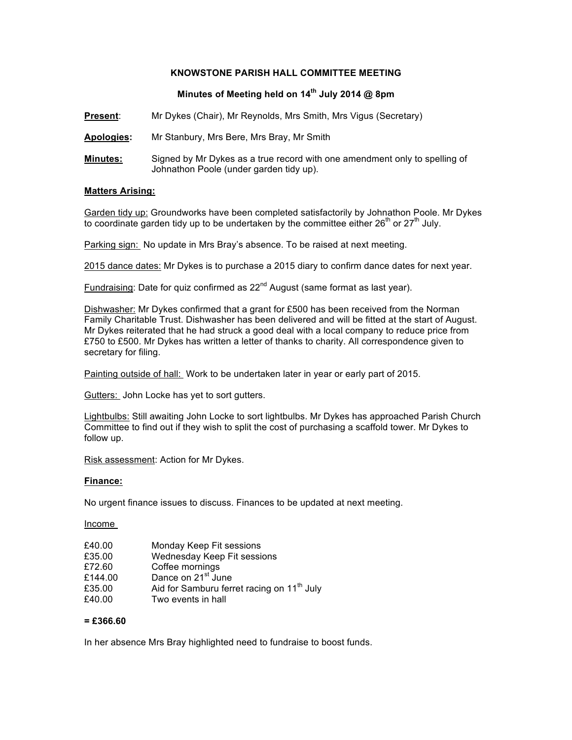# KNOWSTONE PARISH HALL COMMITTEE MEETING

## Minutes of Meeting held on 14th July 2014 @ 8pm

**Present**: Mr Dykes (Chair), Mr Reynolds, Mrs Smith, Mrs Vigus (Secretary)

**Apologies:** Mr Stanbury, Mrs Bere, Mrs Bray, Mr Smith

**Minutes:** Signed by Mr Dykes as a true record with one amendment only to spelling of Johnathon Poole (under garden tidy up).

### Matters Arising:

Garden tidy up: Groundworks have been completed satisfactorily by Johnathon Poole. Mr Dykes to coordinate garden tidy up to be undertaken by the committee either 26th or 27th July.

Parking sign: No update in Mrs Bray's absence. To be raised at next meeting.

2015 dance dates: Mr Dykes is to purchase a 2015 diary to confirm dance dates for next year.

Fundraising: Date for quiz confirmed as 22nd August (same format as last year).

Dishwasher: Mr Dykes confirmed that a grant for £500 has been received from the Norman Family Charitable Trust. Dishwasher has been delivered and will be fitted at the start of August. Mr Dykes reiterated that he had struck a good deal with a local company to reduce price from £750 to £500. Mr Dykes has written a letter of thanks to charity. All correspondence given to secretary for filing.

Painting outside of hall: Work to be undertaken later in year or early part of 2015.

Gutters: John Locke has yet to sort gutters.

Lightbulbs: Still awaiting John Locke to sort lightbulbs. Mr Dykes has approached Parish Church Committee to find out if they wish to split the cost of purchasing a scaffold tower. Mr Dykes to follow up.

Risk assessment: Action for Mr Dykes.

### Finance:

No urgent finance issues to discuss. Finances to be updated at next meeting.

Income

| | |
|---|---|
| £40.00 | Monday Keep Fit sessions |
| £35.00 | Wednesday Keep Fit sessions |
| £72.60 | Coffee mornings |
| £144.00 | Dance on 21st June |
| £35.00 | Aid for Samburu ferret racing on 11th July |
| £40.00 | Two events in hall |

**= £366.60**

In her absence Mrs Bray highlighted need to fundraise to boost funds.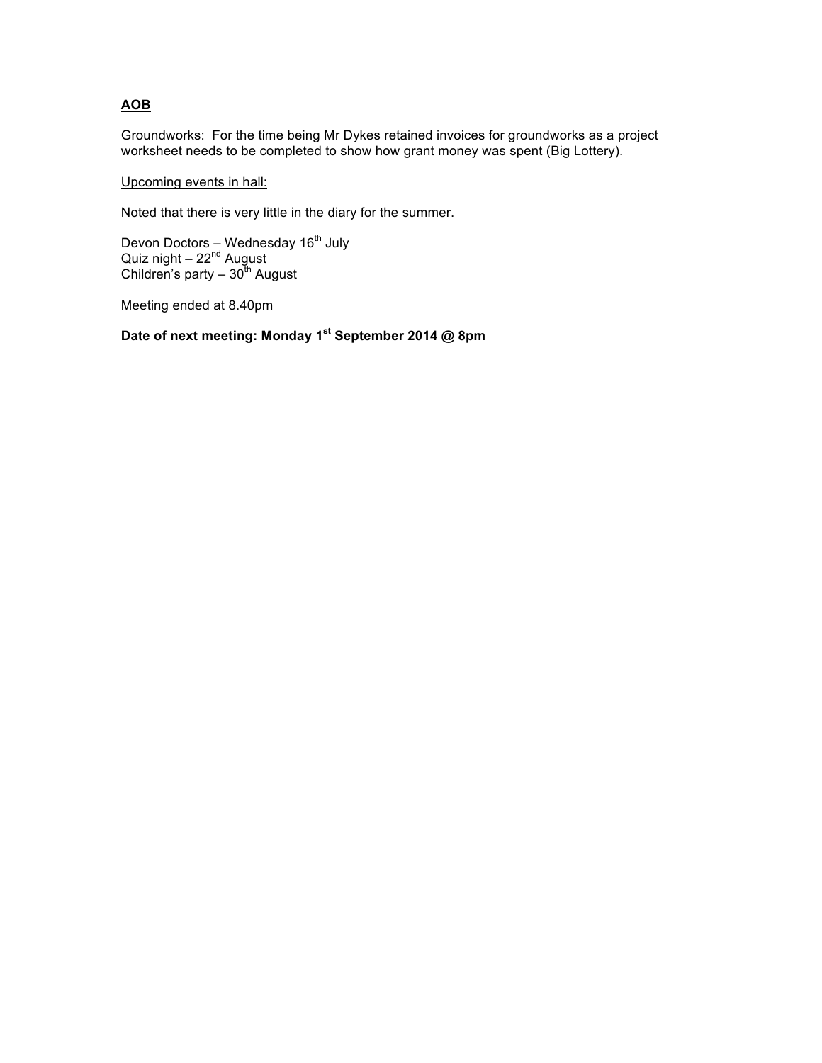**AOB**

Groundworks: For the time being Mr Dykes retained invoices for groundworks as a project worksheet needs to be completed to show how grant money was spent (Big Lottery).

Upcoming events in hall:

Noted that there is very little in the diary for the summer.

Devon Doctors – Wednesday 16th July
Quiz night – 22nd August
Children's party – 30th August

Meeting ended at 8.40pm

**Date of next meeting: Monday 1st September 2014 @ 8pm**